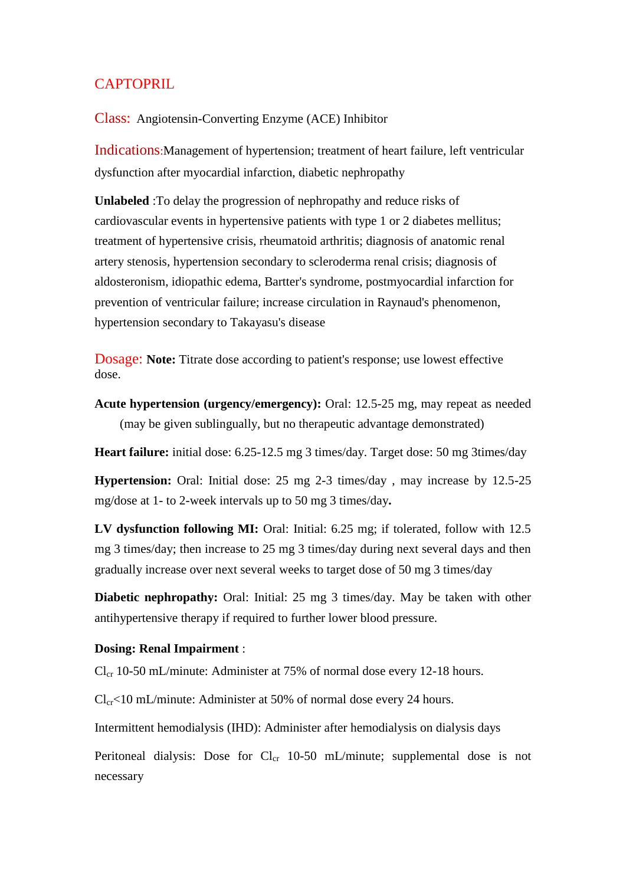# CAPTOPRIL

**Class:** Angiotensin-Converting Enzyme (ACE) Inhibitor

**Indications:** Management of hypertension; treatment of heart failure, left ventricular dysfunction after myocardial infarction, diabetic nephropathy

**Unlabeled** :To delay the progression of nephropathy and reduce risks of cardiovascular events in hypertensive patients with type 1 or 2 diabetes mellitus; treatment of hypertensive crisis, rheumatoid arthritis; diagnosis of anatomic renal artery stenosis, hypertension secondary to scleroderma renal crisis; diagnosis of aldosteronism, idiopathic edema, Bartter's syndrome, postmyocardial infarction for prevention of ventricular failure; increase circulation in Raynaud's phenomenon, hypertension secondary to Takayasu's disease

**Dosage:** **Note:** Titrate dose according to patient's response; use lowest effective dose.

**Acute hypertension (urgency/emergency):** Oral: 12.5-25 mg, may repeat as needed (may be given sublingually, but no therapeutic advantage demonstrated)

**Heart failure:** initial dose: 6.25-12.5 mg 3 times/day. Target dose: 50 mg 3times/day

**Hypertension:** Oral: Initial dose: 25 mg 2-3 times/day , may increase by 12.5-25 mg/dose at 1- to 2-week intervals up to 50 mg 3 times/day**.**

**LV dysfunction following MI:** Oral: Initial: 6.25 mg; if tolerated, follow with 12.5 mg 3 times/day; then increase to 25 mg 3 times/day during next several days and then gradually increase over next several weeks to target dose of 50 mg 3 times/day

**Diabetic nephropathy:** Oral: Initial: 25 mg 3 times/day. May be taken with other antihypertensive therapy if required to further lower blood pressure.

**Dosing: Renal Impairment** :

$Cl_{cr}$ 10-50 mL/minute: Administer at 75% of normal dose every 12-18 hours.

$Cl_{cr}$<10 mL/minute: Administer at 50% of normal dose every 24 hours.

Intermittent hemodialysis (IHD): Administer after hemodialysis on dialysis days

Peritoneal dialysis: Dose for $Cl_{cr}$ 10-50 mL/minute; supplemental dose is not necessary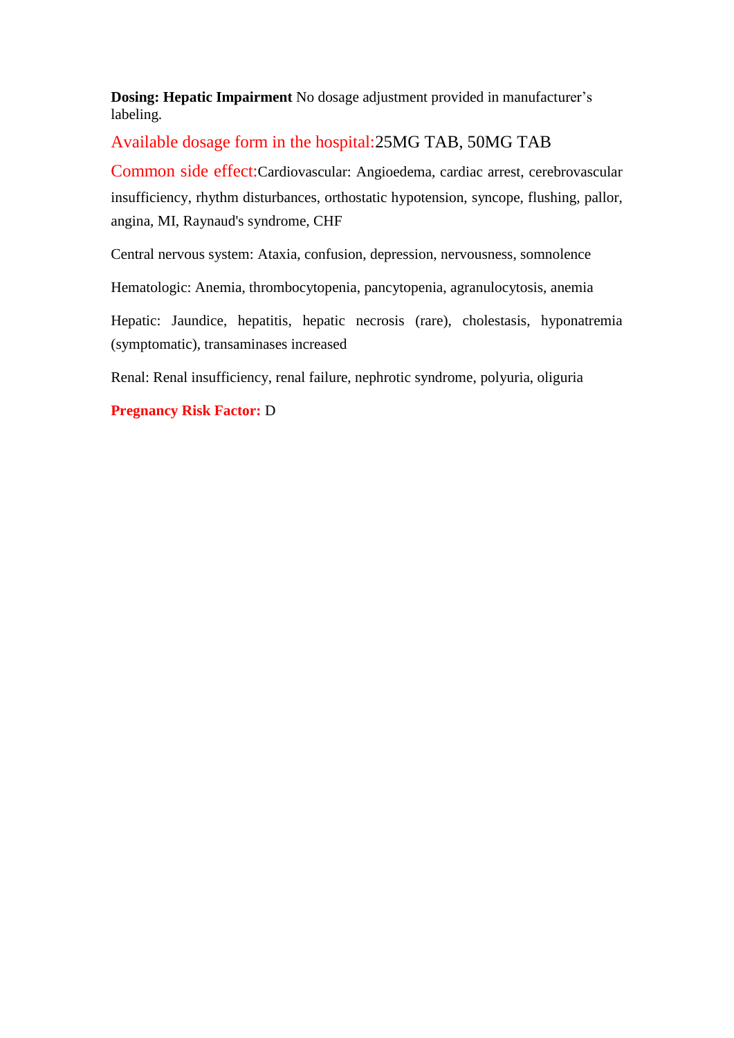**Dosing: Hepatic Impairment** No dosage adjustment provided in manufacturer's labeling.

Available dosage form in the hospital:25MG TAB, 50MG TAB

Common side effect:Cardiovascular: Angioedema, cardiac arrest, cerebrovascular insufficiency, rhythm disturbances, orthostatic hypotension, syncope, flushing, pallor, angina, MI, Raynaud's syndrome, CHF

Central nervous system: Ataxia, confusion, depression, nervousness, somnolence

Hematologic: Anemia, thrombocytopenia, pancytopenia, agranulocytosis, anemia

Hepatic: Jaundice, hepatitis, hepatic necrosis (rare), cholestasis, hyponatremia (symptomatic), transaminases increased

Renal: Renal insufficiency, renal failure, nephrotic syndrome, polyuria, oliguria

**Pregnancy Risk Factor:** D